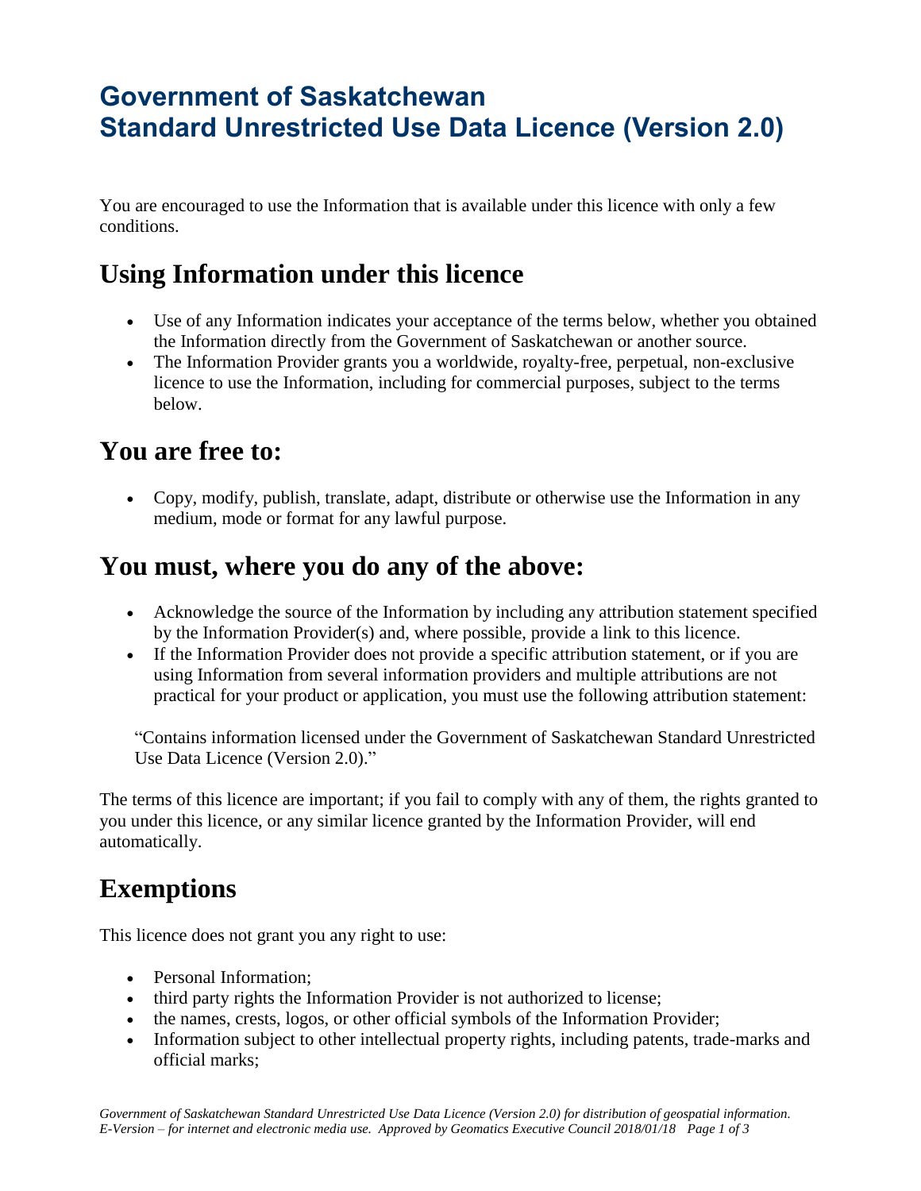# Government of Saskatchewan Standard Unrestricted Use Data Licence (Version 2.0)

You are encouraged to use the Information that is available under this licence with only a few conditions.

## Using Information under this licence

- Use of any Information indicates your acceptance of the terms below, whether you obtained the Information directly from the Government of Saskatchewan or another source.
- The Information Provider grants you a worldwide, royalty-free, perpetual, non-exclusive licence to use the Information, including for commercial purposes, subject to the terms below.

## You are free to:

- Copy, modify, publish, translate, adapt, distribute or otherwise use the Information in any medium, mode or format for any lawful purpose.

## You must, where you do any of the above:

- Acknowledge the source of the Information by including any attribution statement specified by the Information Provider(s) and, where possible, provide a link to this licence.
- If the Information Provider does not provide a specific attribution statement, or if you are using Information from several information providers and multiple attributions are not practical for your product or application, you must use the following attribution statement:

"Contains information licensed under the Government of Saskatchewan Standard Unrestricted Use Data Licence (Version 2.0)."

The terms of this licence are important; if you fail to comply with any of them, the rights granted to you under this licence, or any similar licence granted by the Information Provider, will end automatically.

## Exemptions

This licence does not grant you any right to use:

- Personal Information;
- third party rights the Information Provider is not authorized to license;
- the names, crests, logos, or other official symbols of the Information Provider;
- Information subject to other intellectual property rights, including patents, trade-marks and official marks;

*Government of Saskatchewan Standard Unrestricted Use Data Licence (Version 2.0) for distribution of geospatial information. E-Version – for internet and electronic media use. Approved by Geomatics Executive Council 2018/01/18*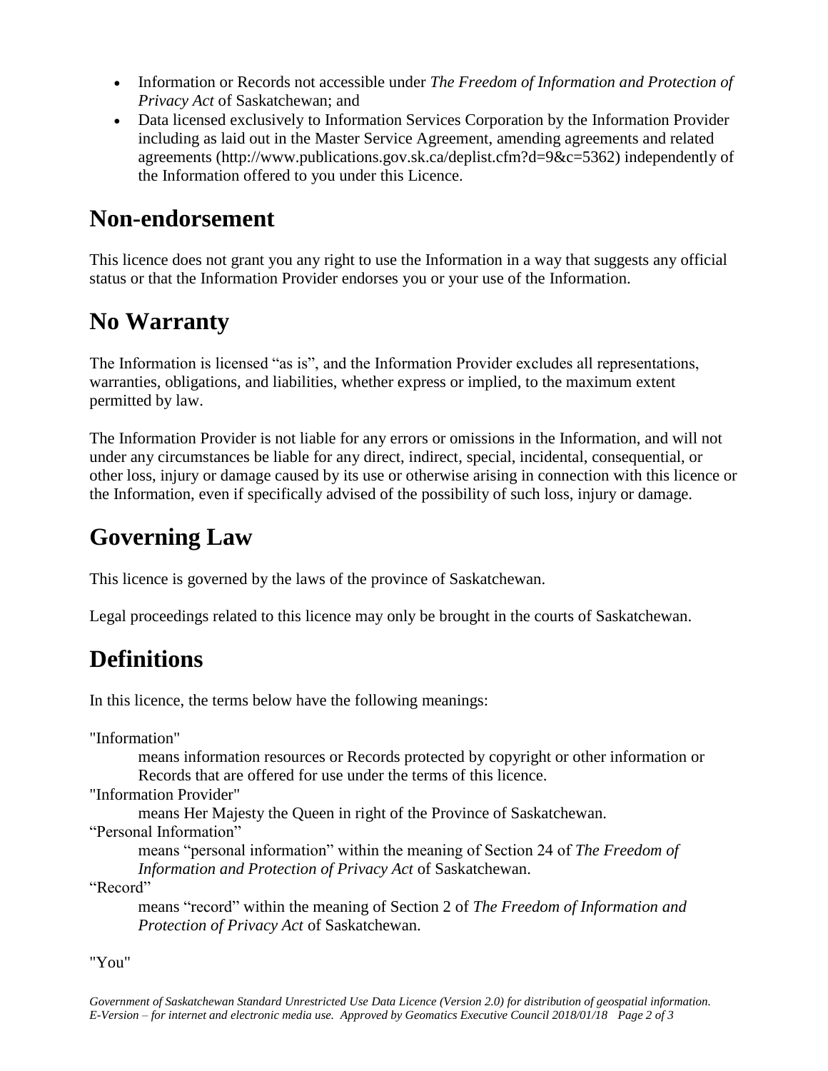- Information or Records not accessible under *The Freedom of Information and Protection of Privacy Act* of Saskatchewan; and
- Data licensed exclusively to Information Services Corporation by the Information Provider including as laid out in the Master Service Agreement, amending agreements and related agreements (http://www.publications.gov.sk.ca/deplist.cfm?d=9&c=5362) independently of the Information offered to you under this Licence.

## Non-endorsement

This licence does not grant you any right to use the Information in a way that suggests any official status or that the Information Provider endorses you or your use of the Information.

## No Warranty

The Information is licensed "as is", and the Information Provider excludes all representations, warranties, obligations, and liabilities, whether express or implied, to the maximum extent permitted by law.

The Information Provider is not liable for any errors or omissions in the Information, and will not under any circumstances be liable for any direct, indirect, special, incidental, consequential, or other loss, injury or damage caused by its use or otherwise arising in connection with this licence or the Information, even if specifically advised of the possibility of such loss, injury or damage.

## Governing Law

This licence is governed by the laws of the province of Saskatchewan.

Legal proceedings related to this licence may only be brought in the courts of Saskatchewan.

## Definitions

In this licence, the terms below have the following meanings:

"Information"
: means information resources or Records protected by copyright or other information or Records that are offered for use under the terms of this licence.

"Information Provider"
: means Her Majesty the Queen in right of the Province of Saskatchewan.

"Personal Information"
: means "personal information" within the meaning of Section 24 of *The Freedom of Information and Protection of Privacy Act* of Saskatchewan.

"Record"
: means "record" within the meaning of Section 2 of *The Freedom of Information and Protection of Privacy Act* of Saskatchewan.

"You"

*Government of Saskatchewan Standard Unrestricted Use Data Licence (Version 2.0) for distribution of geospatial information. E-Version – for internet and electronic media use. Approved by Geomatics Executive Council 2018/01/18*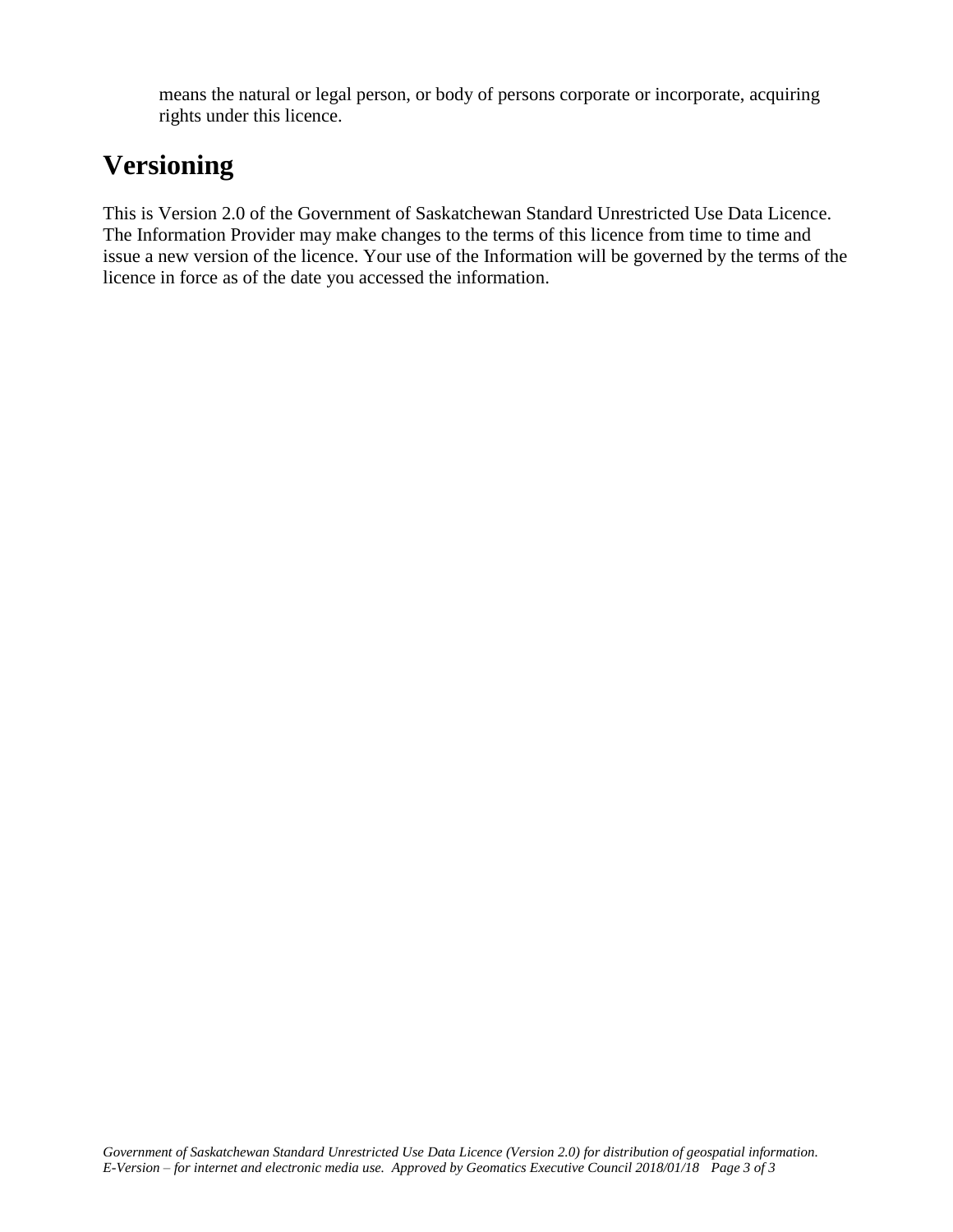means the natural or legal person, or body of persons corporate or incorporate, acquiring rights under this licence.

## Versioning

This is Version 2.0 of the Government of Saskatchewan Standard Unrestricted Use Data Licence. The Information Provider may make changes to the terms of this licence from time to time and issue a new version of the licence. Your use of the Information will be governed by the terms of the licence in force as of the date you accessed the information.